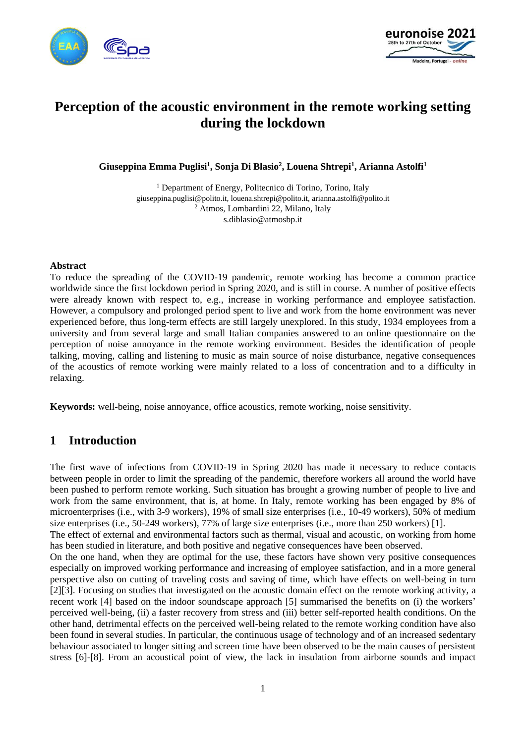# Perception of the acoustic environment in the remote working setting during the lockdown

**Giuseppina Emma Puglisi[1], Sonja Di Blasio[2], Louena Shtrepi[1], Arianna Astolfi[1]**

[1] Department of Energy, Politecnico di Torino, Torino, Italy
giuseppina.puglisi@polito.it, louena.shtrepi@polito.it, arianna.astolfi@polito.it
[2] Atmos, Lombardini 22, Milano, Italy
s.diblasio@atmosbp.it

## Abstract

To reduce the spreading of the COVID-19 pandemic, remote working has become a common practice worldwide since the first lockdown period in Spring 2020, and is still in course. A number of positive effects were already known with respect to, e.g., increase in working performance and employee satisfaction. However, a compulsory and prolonged period spent to live and work from the home environment was never experienced before, thus long-term effects are still largely unexplored. In this study, 1934 employees from a university and from several large and small Italian companies answered to an online questionnaire on the perception of noise annoyance in the remote working environment. Besides the identification of people talking, moving, calling and listening to music as main source of noise disturbance, negative consequences of the acoustics of remote working were mainly related to a loss of concentration and to a difficulty in relaxing.

**Keywords:** well-being, noise annoyance, office acoustics, remote working, noise sensitivity.

## 1 Introduction

The first wave of infections from COVID-19 in Spring 2020 has made it necessary to reduce contacts between people in order to limit the spreading of the pandemic, therefore workers all around the world have been pushed to perform remote working. Such situation has brought a growing number of people to live and work from the same environment, that is, at home. In Italy, remote working has been engaged by 8% of microenterprises (i.e., with 3-9 workers), 19% of small size enterprises (i.e., 10-49 workers), 50% of medium size enterprises (i.e., 50-249 workers), 77% of large size enterprises (i.e., more than 250 workers) [1].

The effect of external and environmental factors such as thermal, visual and acoustic, on working from home has been studied in literature, and both positive and negative consequences have been observed.

On the one hand, when they are optimal for the use, these factors have shown very positive consequences especially on improved working performance and increasing of employee satisfaction, and in a more general perspective also on cutting of traveling costs and saving of time, which have effects on well-being in turn [2][3]. Focusing on studies that investigated on the acoustic domain effect on the remote working activity, a recent work [4] based on the indoor soundscape approach [5] summarised the benefits on (i) the workers' perceived well-being, (ii) a faster recovery from stress and (iii) better self-reported health conditions. On the other hand, detrimental effects on the perceived well-being related to the remote working condition have also been found in several studies. In particular, the continuous usage of technology and of an increased sedentary behaviour associated to longer sitting and screen time have been observed to be the main causes of persistent stress [6]-[8]. From an acoustical point of view, the lack in insulation from airborne sounds and impact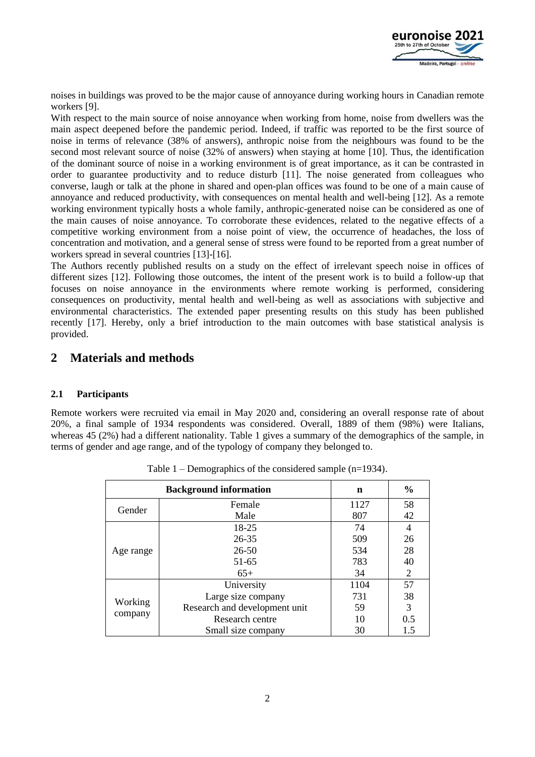noises in buildings was proved to be the major cause of annoyance during working hours in Canadian remote workers [9].

With respect to the main source of noise annoyance when working from home, noise from dwellers was the main aspect deepened before the pandemic period. Indeed, if traffic was reported to be the first source of noise in terms of relevance (38% of answers), anthropic noise from the neighbours was found to be the second most relevant source of noise (32% of answers) when staying at home [10]. Thus, the identification of the dominant source of noise in a working environment is of great importance, as it can be contrasted in order to guarantee productivity and to reduce disturb [11]. The noise generated from colleagues who converse, laugh or talk at the phone in shared and open-plan offices was found to be one of a main cause of annoyance and reduced productivity, with consequences on mental health and well-being [12]. As a remote working environment typically hosts a whole family, anthropic-generated noise can be considered as one of the main causes of noise annoyance. To corroborate these evidences, related to the negative effects of a competitive working environment from a noise point of view, the occurrence of headaches, the loss of concentration and motivation, and a general sense of stress were found to be reported from a great number of workers spread in several countries [13]-[16].

The Authors recently published results on a study on the effect of irrelevant speech noise in offices of different sizes [12]. Following those outcomes, the intent of the present work is to build a follow-up that focuses on noise annoyance in the environments where remote working is performed, considering consequences on productivity, mental health and well-being as well as associations with subjective and environmental characteristics. The extended paper presenting results on this study has been published recently [17]. Hereby, only a brief introduction to the main outcomes with base statistical analysis is provided.

## 2 Materials and methods

### 2.1 Participants

Remote workers were recruited via email in May 2020 and, considering an overall response rate of about 20%, a final sample of 1934 respondents was considered. Overall, 1889 of them (98%) were Italians, whereas 45 (2%) had a different nationality. Table 1 gives a summary of the demographics of the sample, in terms of gender and age range, and of the typology of company they belonged to.

Table 1 – Demographics of the considered sample (n=1934).

| **Background information** | | **n** | **%** |
|---|---|---|---|
| Gender | Female | 1127 | 58 |
| | Male | 807 | 42 |
| Age range | 18-25 | 74 | 4 |
| | 26-35 | 509 | 26 |
| | 26-50 | 534 | 28 |
| | 51-65 | 783 | 40 |
| | 65+ | 34 | 2 |
| Working company | University | 1104 | 57 |
| | Large size company | 731 | 38 |
| | Research and development unit | 59 | 3 |
| | Research centre | 10 | 0.5 |
| | Small size company | 30 | 1.5 |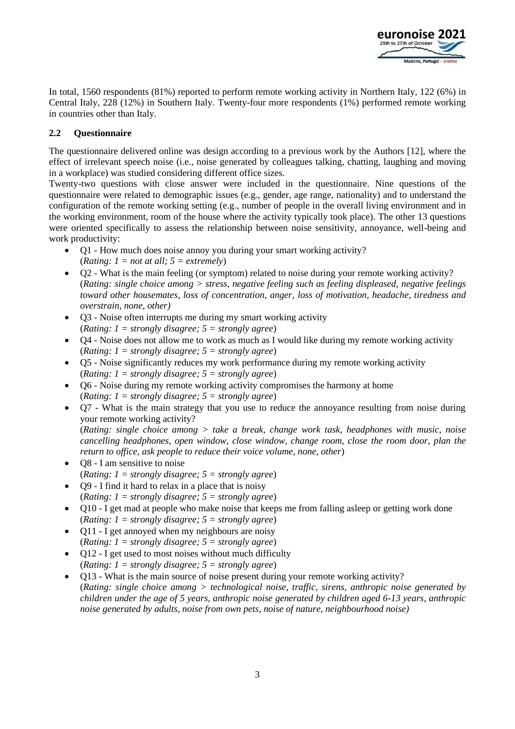In total, 1560 respondents (81%) reported to perform remote working activity in Northern Italy, 122 (6%) in Central Italy, 228 (12%) in Southern Italy. Twenty-four more respondents (1%) performed remote working in countries other than Italy.

### 2.2 Questionnaire

The questionnaire delivered online was design according to a previous work by the Authors [12], where the effect of irrelevant speech noise (i.e., noise generated by colleagues talking, chatting, laughing and moving in a workplace) was studied considering different office sizes.

Twenty-two questions with close answer were included in the questionnaire. Nine questions of the questionnaire were related to demographic issues (e.g., gender, age range, nationality) and to understand the configuration of the remote working setting (e.g., number of people in the overall living environment and in the working environment, room of the house where the activity typically took place). The other 13 questions were oriented specifically to assess the relationship between noise sensitivity, annoyance, well-being and work productivity:

- Q1 - How much does noise annoy you during your smart working activity?
  (*Rating: 1 = not at all; 5 = extremely*)
- Q2 - What is the main feeling (or symptom) related to noise during your remote working activity?
  (*Rating: single choice among > stress, negative feeling such as feeling displeased, negative feelings toward other housemates, loss of concentration, anger, loss of motivation, headache, tiredness and overstrain, none, other)*
- Q3 - Noise often interrupts me during my smart working activity
  (*Rating: 1 = strongly disagree; 5 = strongly agree*)
- Q4 - Noise does not allow me to work as much as I would like during my remote working activity
  (*Rating: 1 = strongly disagree; 5 = strongly agree*)
- Q5 - Noise significantly reduces my work performance during my remote working activity
  (*Rating: 1 = strongly disagree; 5 = strongly agree*)
- Q6 - Noise during my remote working activity compromises the harmony at home
  (*Rating: 1 = strongly disagree; 5 = strongly agree*)
- Q7 - What is the main strategy that you use to reduce the annoyance resulting from noise during your remote working activity?
  (*Rating: single choice among > take a break, change work task, headphones with music, noise cancelling headphones, open window, close window, change room, close the room door, plan the return to office, ask people to reduce their voice volume, none, other*)
- Q8 - I am sensitive to noise
  (*Rating: 1 = strongly disagree; 5 = strongly agree*)
- Q9 - I find it hard to relax in a place that is noisy
  (*Rating: 1 = strongly disagree; 5 = strongly agree*)
- Q10 - I get mad at people who make noise that keeps me from falling asleep or getting work done
  (*Rating: 1 = strongly disagree; 5 = strongly agree*)
- Q11 - I get annoyed when my neighbours are noisy
  (*Rating: 1 = strongly disagree; 5 = strongly agree*)
- Q12 - I get used to most noises without much difficulty
  (*Rating: 1 = strongly disagree; 5 = strongly agree*)
- Q13 - What is the main source of noise present during your remote working activity?
  (*Rating: single choice among > technological noise, traffic, sirens, anthropic noise generated by children under the age of 5 years, anthropic noise generated by children aged 6-13 years, anthropic noise generated by adults, noise from own pets, noise of nature, neighbourhood noise)*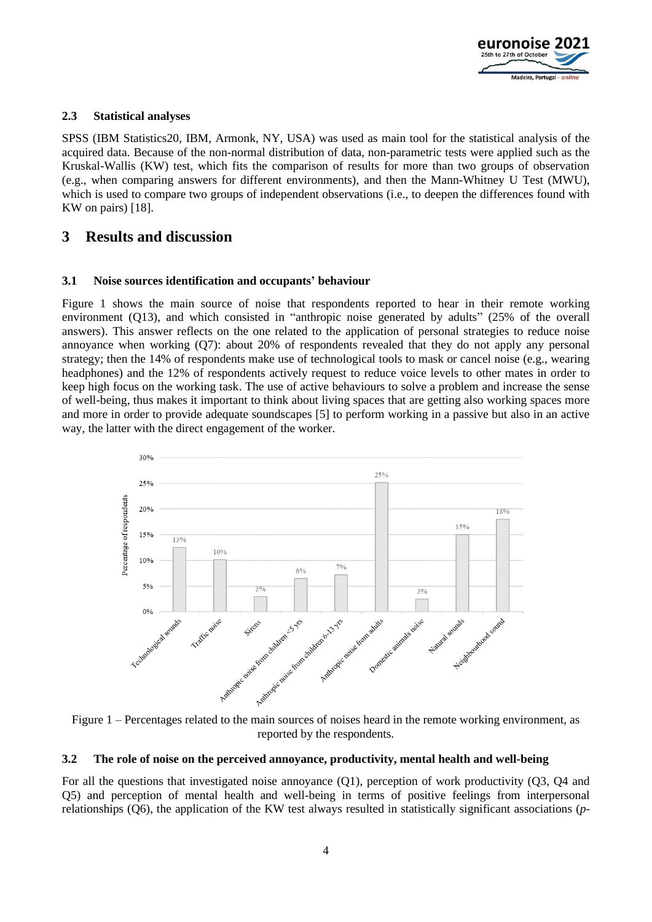### 2.3 Statistical analyses

SPSS (IBM Statistics20, IBM, Armonk, NY, USA) was used as main tool for the statistical analysis of the acquired data. Because of the non-normal distribution of data, non-parametric tests were applied such as the Kruskal-Wallis (KW) test, which fits the comparison of results for more than two groups of observation (e.g., when comparing answers for different environments), and then the Mann-Whitney U Test (MWU), which is used to compare two groups of independent observations (i.e., to deepen the differences found with KW on pairs) [18].

## 3 Results and discussion

### 3.1 Noise sources identification and occupants' behaviour

Figure 1 shows the main source of noise that respondents reported to hear in their remote working environment (Q13), and which consisted in "anthropic noise generated by adults" (25% of the overall answers). This answer reflects on the one related to the application of personal strategies to reduce noise annoyance when working (Q7): about 20% of respondents revealed that they do not apply any personal strategy; then the 14% of respondents make use of technological tools to mask or cancel noise (e.g., wearing headphones) and the 12% of respondents actively request to reduce voice levels to other mates in order to keep high focus on the working task. The use of active behaviours to solve a problem and increase the sense of well-being, thus makes it important to think about living spaces that are getting also working spaces more and more in order to provide adequate soundscapes [5] to perform working in a passive but also in an active way, the latter with the direct engagement of the worker.

Percentage of respondents
30%
25%
20%
15%
10%
5%
0%

13% Technological sounds
10% Traffic noise
3% Sirens
6% Anthropic noise from children <5 yrs
7% Anthropic noise from children 6-13 yrs
25% Anthropic noise from adults
3% Domestic animals noise
15% Natural sounds
18% Neighbourhood sound

Figure 1 – Percentages related to the main sources of noises heard in the remote working environment, as reported by the respondents.

### 3.2 The role of noise on the perceived annoyance, productivity, mental health and well-being

For all the questions that investigated noise annoyance (Q1), perception of work productivity (Q3, Q4 and Q5) and perception of mental health and well-being in terms of positive feelings from interpersonal relationships (Q6), the application of the KW test always resulted in statistically significant associations (*p*-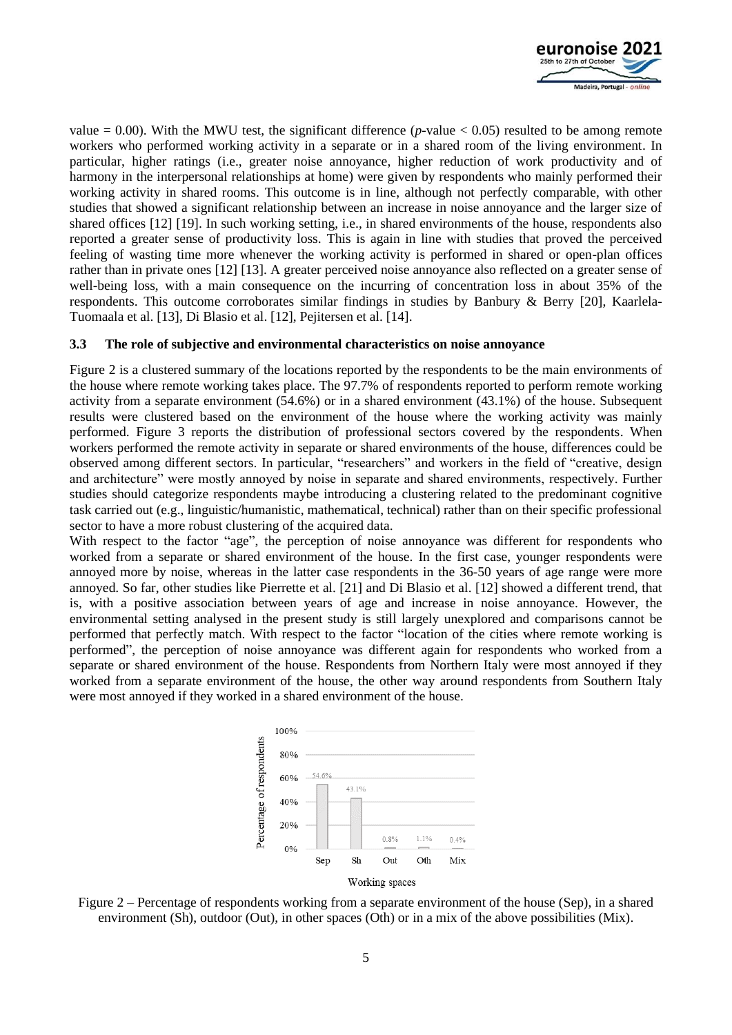value = 0.00). With the MWU test, the significant difference ($p$-value $< 0.05$) resulted to be among remote workers who performed working activity in a separate or in a shared room of the living environment. In particular, higher ratings (i.e., greater noise annoyance, higher reduction of work productivity and of harmony in the interpersonal relationships at home) were given by respondents who mainly performed their working activity in shared rooms. This outcome is in line, although not perfectly comparable, with other studies that showed a significant relationship between an increase in noise annoyance and the larger size of shared offices [12] [19]. In such working setting, i.e., in shared environments of the house, respondents also reported a greater sense of productivity loss. This is again in line with studies that proved the perceived feeling of wasting time more whenever the working activity is performed in shared or open-plan offices rather than in private ones [12] [13]. A greater perceived noise annoyance also reflected on a greater sense of well-being loss, with a main consequence on the incurring of concentration loss in about 35% of the respondents. This outcome corroborates similar findings in studies by Banbury & Berry [20], Kaarlela-Tuomaala et al. [13], Di Blasio et al. [12], Pejitersen et al. [14].

### 3.3 The role of subjective and environmental characteristics on noise annoyance

Figure 2 is a clustered summary of the locations reported by the respondents to be the main environments of the house where remote working takes place. The 97.7% of respondents reported to perform remote working activity from a separate environment (54.6%) or in a shared environment (43.1%) of the house. Subsequent results were clustered based on the environment of the house where the working activity was mainly performed. Figure 3 reports the distribution of professional sectors covered by the respondents. When workers performed the remote activity in separate or shared environments of the house, differences could be observed among different sectors. In particular, "researchers" and workers in the field of "creative, design and architecture" were mostly annoyed by noise in separate and shared environments, respectively. Further studies should categorize respondents maybe introducing a clustering related to the predominant cognitive task carried out (e.g., linguistic/humanistic, mathematical, technical) rather than on their specific professional sector to have a more robust clustering of the acquired data.

With respect to the factor "age", the perception of noise annoyance was different for respondents who worked from a separate or shared environment of the house. In the first case, younger respondents were annoyed more by noise, whereas in the latter case respondents in the 36-50 years of age range were more annoyed. So far, other studies like Pierrette et al. [21] and Di Blasio et al. [12] showed a different trend, that is, with a positive association between years of age and increase in noise annoyance. However, the environmental setting analysed in the present study is still largely unexplored and comparisons cannot be performed that perfectly match. With respect to the factor "location of the cities where remote working is performed", the perception of noise annoyance was different again for respondents who worked from a separate or shared environment of the house. Respondents from Northern Italy were most annoyed if they worked from a separate environment of the house, the other way around respondents from Southern Italy were most annoyed if they worked in a shared environment of the house.

Percentage of respondents

100%
80%
60%
40%
20%
0%

54.6%
43.1%
0.8%
1.1%
0.4%

Sep
Sh
Out
Oth
Mix

Working spaces

Figure 2 – Percentage of respondents working from a separate environment of the house (Sep), in a shared environment (Sh), outdoor (Out), in other spaces (Oth) or in a mix of the above possibilities (Mix).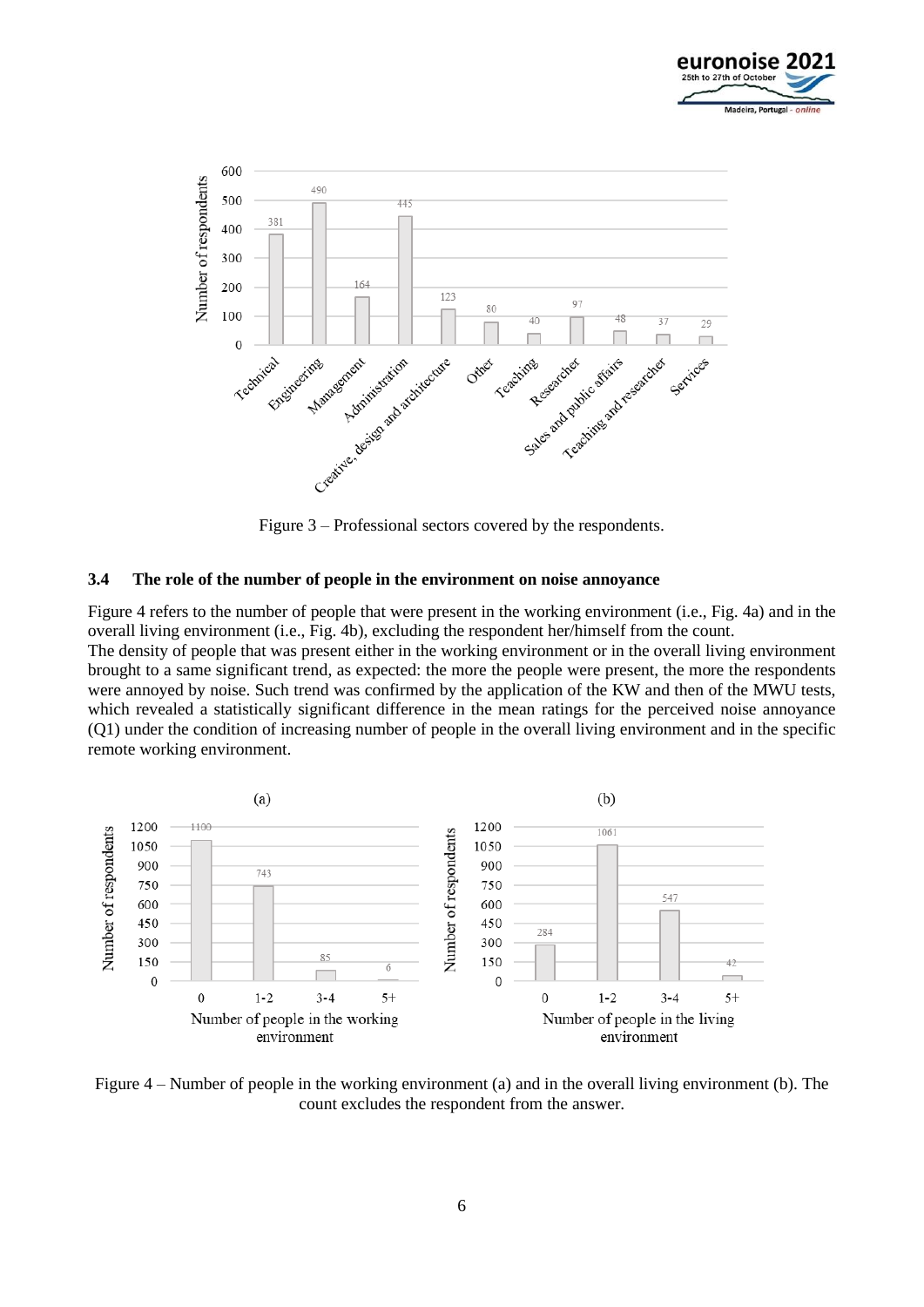Number of respondents

600
500
400
300
200
100
0

381 490 164 445 123 80 40 97 48 37 29

Technical
Engineering
Management
Administration
Creative, design and architecture
Other
Teaching
Researcher
Sales and public affairs
Teaching and researcher
Services

Figure 3 – Professional sectors covered by the respondents.

### 3.4 The role of the number of people in the environment on noise annoyance

Figure 4 refers to the number of people that were present in the working environment (i.e., Fig. 4a) and in the overall living environment (i.e., Fig. 4b), excluding the respondent her/himself from the count.
The density of people that was present either in the working environment or in the overall living environment brought to a same significant trend, as expected: the more the people were present, the more the respondents were annoyed by noise. Such trend was confirmed by the application of the KW and then of the MWU tests, which revealed a statistically significant difference in the mean ratings for the perceived noise annoyance (Q1) under the condition of increasing number of people in the overall living environment and in the specific remote working environment.

(a)

Number of respondents

1200
1050
900
750
600
450
300
150
0

1100 743 85 6

0 1-2 3-4 5+

Number of people in the working environment

(b)

Number of respondents

1200
1050
900
750
600
450
300
150
0

284 1061 547 42

0 1-2 3-4 5+

Number of people in the living environment

Figure 4 – Number of people in the working environment (a) and in the overall living environment (b). The count excludes the respondent from the answer.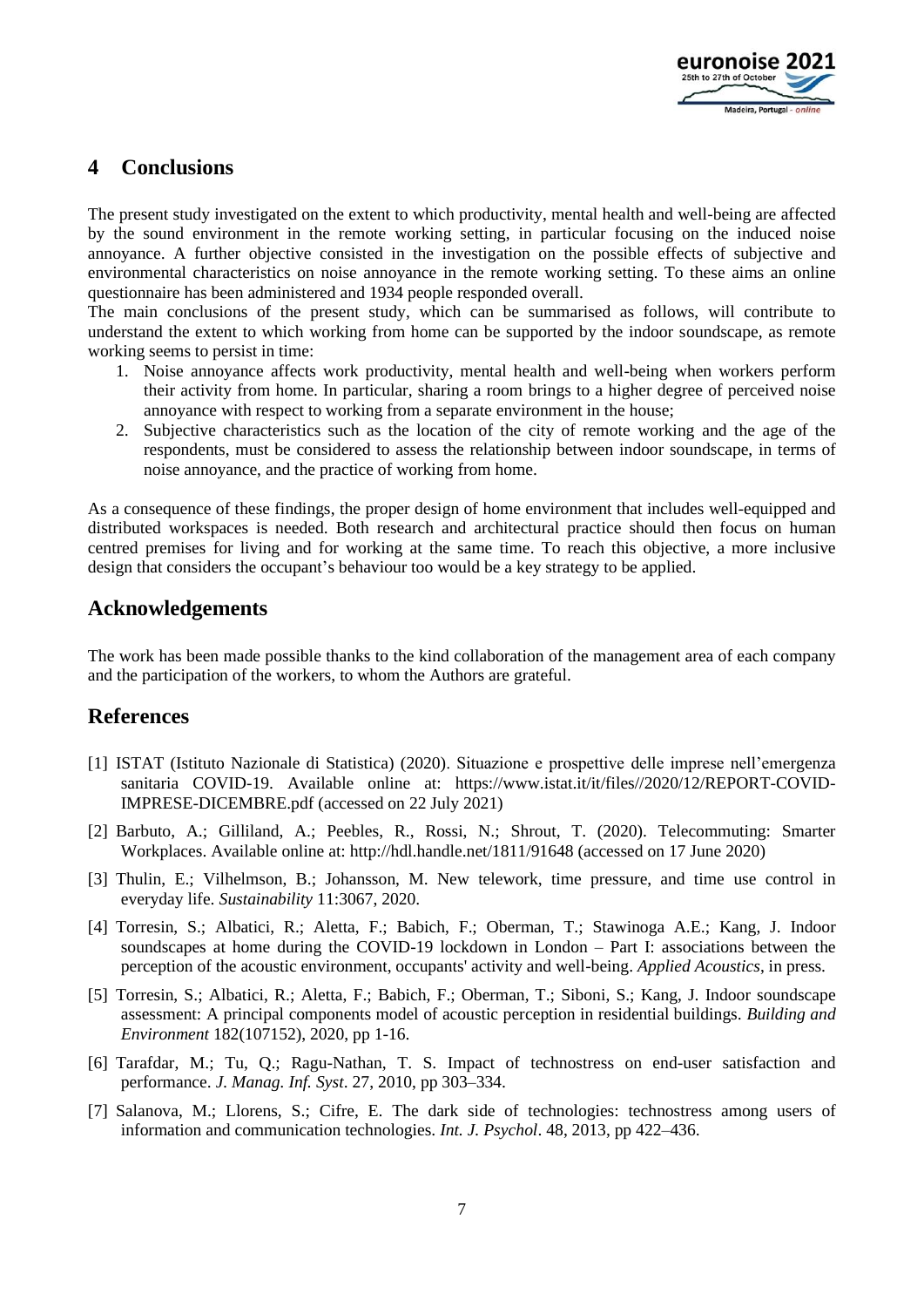## 4 Conclusions

The present study investigated on the extent to which productivity, mental health and well-being are affected by the sound environment in the remote working setting, in particular focusing on the induced noise annoyance. A further objective consisted in the investigation on the possible effects of subjective and environmental characteristics on noise annoyance in the remote working setting. To these aims an online questionnaire has been administered and 1934 people responded overall.

The main conclusions of the present study, which can be summarised as follows, will contribute to understand the extent to which working from home can be supported by the indoor soundscape, as remote working seems to persist in time:

1. Noise annoyance affects work productivity, mental health and well-being when workers perform their activity from home. In particular, sharing a room brings to a higher degree of perceived noise annoyance with respect to working from a separate environment in the house;
2. Subjective characteristics such as the location of the city of remote working and the age of the respondents, must be considered to assess the relationship between indoor soundscape, in terms of noise annoyance, and the practice of working from home.

As a consequence of these findings, the proper design of home environment that includes well-equipped and distributed workspaces is needed. Both research and architectural practice should then focus on human centred premises for living and for working at the same time. To reach this objective, a more inclusive design that considers the occupant's behaviour too would be a key strategy to be applied.

## Acknowledgements

The work has been made possible thanks to the kind collaboration of the management area of each company and the participation of the workers, to whom the Authors are grateful.

## References

[1] ISTAT (Istituto Nazionale di Statistica) (2020). Situazione e prospettive delle imprese nell'emergenza sanitaria COVID-19. Available online at: https://www.istat.it/it/files//2020/12/REPORT-COVID-IMPRESE-DICEMBRE.pdf (accessed on 22 July 2021)

[2] Barbuto, A.; Gilliland, A.; Peebles, R., Rossi, N.; Shrout, T. (2020). Telecommuting: Smarter Workplaces. Available online at: http://hdl.handle.net/1811/91648 (accessed on 17 June 2020)

[3] Thulin, E.; Vilhelmson, B.; Johansson, M. New telework, time pressure, and time use control in everyday life. *Sustainability* 11:3067, 2020.

[4] Torresin, S.; Albatici, R.; Aletta, F.; Babich, F.; Oberman, T.; Stawinoga A.E.; Kang, J. Indoor soundscapes at home during the COVID-19 lockdown in London – Part I: associations between the perception of the acoustic environment, occupants' activity and well-being. *Applied Acoustics*, in press.

[5] Torresin, S.; Albatici, R.; Aletta, F.; Babich, F.; Oberman, T.; Siboni, S.; Kang, J. Indoor soundscape assessment: A principal components model of acoustic perception in residential buildings. *Building and Environment* 182(107152), 2020, pp 1-16.

[6] Tarafdar, M.; Tu, Q.; Ragu-Nathan, T. S. Impact of technostress on end-user satisfaction and performance. *J. Manag. Inf. Syst*. 27, 2010, pp 303–334.

[7] Salanova, M.; Llorens, S.; Cifre, E. The dark side of technologies: technostress among users of information and communication technologies. *Int. J. Psychol*. 48, 2013, pp 422–436.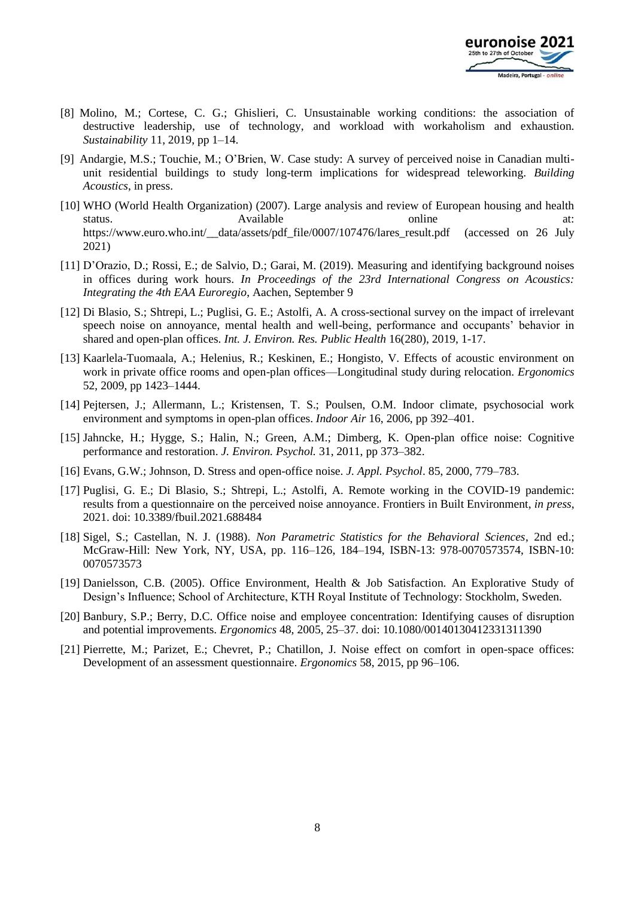[8] Molino, M.; Cortese, C. G.; Ghislieri, C. Unsustainable working conditions: the association of destructive leadership, use of technology, and workload with workaholism and exhaustion. *Sustainability* 11, 2019, pp 1–14.

[9] Andargie, M.S.; Touchie, M.; O'Brien, W. Case study: A survey of perceived noise in Canadian multi-unit residential buildings to study long-term implications for widespread teleworking. *Building Acoustics*, in press.

[10] WHO (World Health Organization) (2007). Large analysis and review of European housing and health status. Available online at: https://www.euro.who.int/__data/assets/pdf_file/0007/107476/lares_result.pdf (accessed on 26 July 2021)

[11] D'Orazio, D.; Rossi, E.; de Salvio, D.; Garai, M. (2019). Measuring and identifying background noises in offices during work hours. *In Proceedings of the 23rd International Congress on Acoustics: Integrating the 4th EAA Euroregio*, Aachen, September 9

[12] Di Blasio, S.; Shtrepi, L.; Puglisi, G. E.; Astolfi, A. A cross-sectional survey on the impact of irrelevant speech noise on annoyance, mental health and well-being, performance and occupants' behavior in shared and open-plan offices. *Int. J. Environ. Res. Public Health* 16(280), 2019, 1-17.

[13] Kaarlela-Tuomaala, A.; Helenius, R.; Keskinen, E.; Hongisto, V. Effects of acoustic environment on work in private office rooms and open-plan offices—Longitudinal study during relocation. *Ergonomics* 52, 2009, pp 1423–1444.

[14] Pejtersen, J.; Allermann, L.; Kristensen, T. S.; Poulsen, O.M. Indoor climate, psychosocial work environment and symptoms in open-plan offices. *Indoor Air* 16, 2006, pp 392–401.

[15] Jahncke, H.; Hygge, S.; Halin, N.; Green, A.M.; Dimberg, K. Open-plan office noise: Cognitive performance and restoration. *J. Environ. Psychol.* 31, 2011, pp 373–382.

[16] Evans, G.W.; Johnson, D. Stress and open-office noise. *J. Appl. Psychol*. 85, 2000, 779–783.

[17] Puglisi, G. E.; Di Blasio, S.; Shtrepi, L.; Astolfi, A. Remote working in the COVID-19 pandemic: results from a questionnaire on the perceived noise annoyance. Frontiers in Built Environment, *in press*, 2021. doi: 10.3389/fbuil.2021.688484

[18] Sigel, S.; Castellan, N. J. (1988). *Non Parametric Statistics for the Behavioral Sciences*, 2nd ed.; McGraw-Hill: New York, NY, USA, pp. 116–126, 184–194, ISBN-13: 978-0070573574, ISBN-10: 0070573573

[19] Danielsson, C.B. (2005). Office Environment, Health & Job Satisfaction. An Explorative Study of Design's Influence; School of Architecture, KTH Royal Institute of Technology: Stockholm, Sweden.

[20] Banbury, S.P.; Berry, D.C. Office noise and employee concentration: Identifying causes of disruption and potential improvements. *Ergonomics* 48, 2005, 25–37. doi: 10.1080/00140130412331311390

[21] Pierrette, M.; Parizet, E.; Chevret, P.; Chatillon, J. Noise effect on comfort in open-space offices: Development of an assessment questionnaire. *Ergonomics* 58, 2015, pp 96–106.